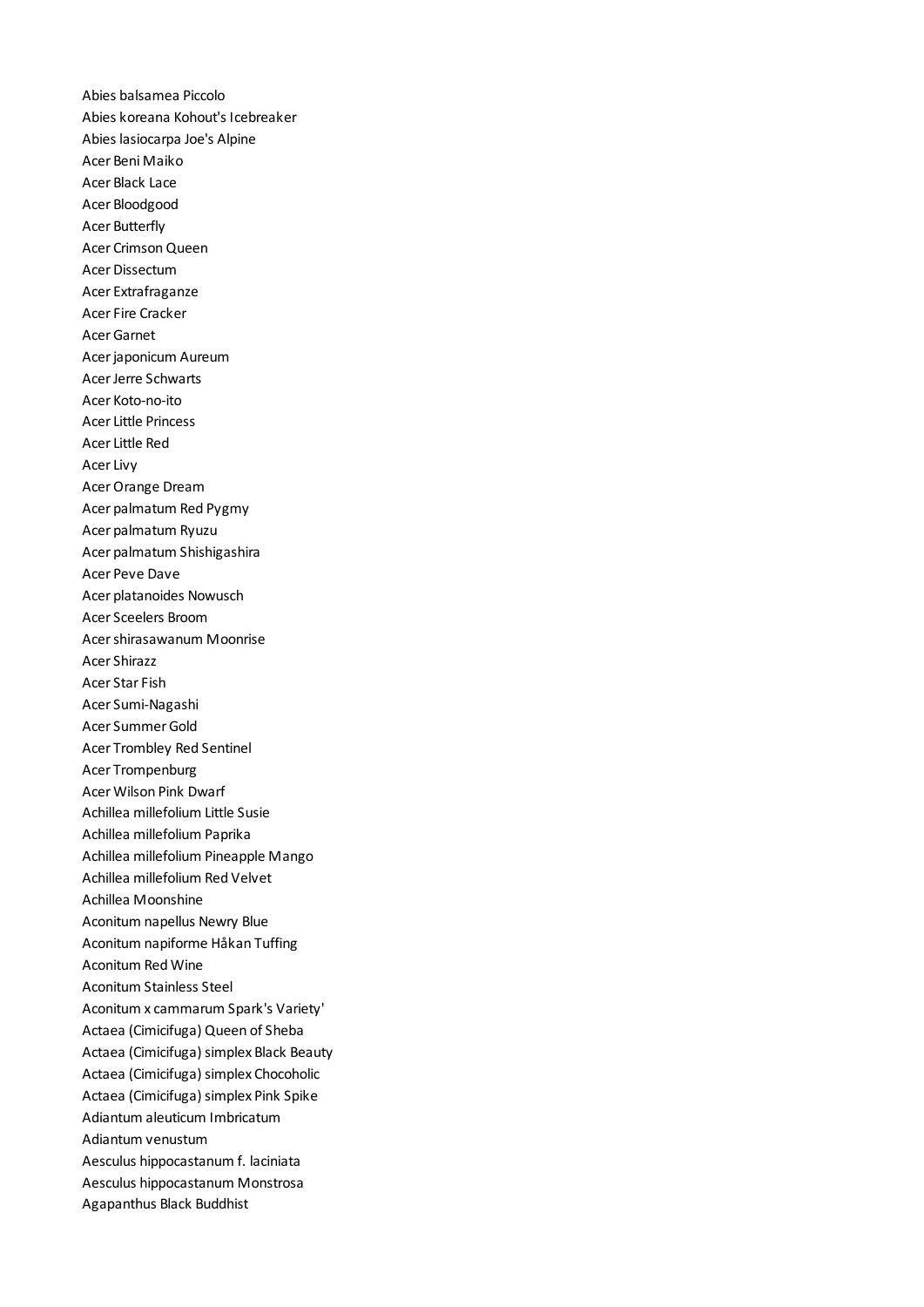Abies balsamea Piccolo
Abies koreana Kohout's Icebreaker
Abies lasiocarpa Joe's Alpine
Acer Beni Maiko
Acer Black Lace
Acer Bloodgood
Acer Butterfly
Acer Crimson Queen
Acer Dissectum
Acer Extrafraganze
Acer Fire Cracker
Acer Garnet
Acer japonicum Aureum
Acer Jerre Schwarts
Acer Koto-no-ito
Acer Little Princess
Acer Little Red
Acer Livy
Acer Orange Dream
Acer palmatum Red Pygmy
Acer palmatum Ryuzu
Acer palmatum Shishigashira
Acer Peve Dave
Acer platanoides Nowusch
Acer Sceelers Broom
Acer shirasawanum Moonrise
Acer Shirazz
Acer Star Fish
Acer Sumi-Nagashi
Acer Summer Gold
Acer Trombley Red Sentinel
Acer Trompenburg
Acer Wilson Pink Dwarf
Achillea millefolium Little Susie
Achillea millefolium Paprika
Achillea millefolium Pineapple Mango
Achillea millefolium Red Velvet
Achillea Moonshine
Aconitum napellus Newry Blue
Aconitum napiforme Håkan Tuffing
Aconitum Red Wine
Aconitum Stainless Steel
Aconitum x cammarum Spark's Variety'
Actaea (Cimicifuga) Queen of Sheba
Actaea (Cimicifuga) simplex Black Beauty
Actaea (Cimicifuga) simplex Chocoholic
Actaea (Cimicifuga) simplex Pink Spike
Adiantum aleuticum Imbricatum
Adiantum venustum
Aesculus hippocastanum f. laciniata
Aesculus hippocastanum Monstrosa
Agapanthus Black Buddhist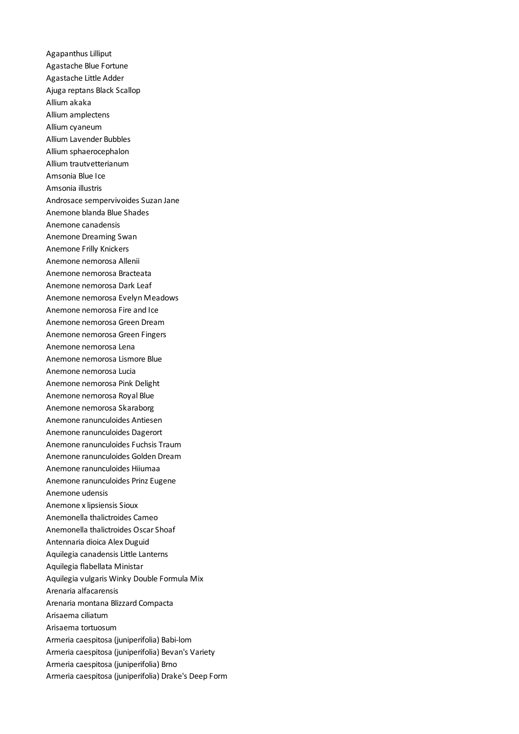Agapanthus Lilliput
Agastache Blue Fortune
Agastache Little Adder
Ajuga reptans Black Scallop
Allium akaka
Allium amplectens
Allium cyaneum
Allium Lavender Bubbles
Allium sphaerocephalon
Allium trautvetterianum
Amsonia Blue Ice
Amsonia illustris
Androsace sempervivoides Suzan Jane
Anemone blanda Blue Shades
Anemone canadensis
Anemone Dreaming Swan
Anemone Frilly Knickers
Anemone nemorosa Allenii
Anemone nemorosa Bracteata
Anemone nemorosa Dark Leaf
Anemone nemorosa Evelyn Meadows
Anemone nemorosa Fire and Ice
Anemone nemorosa Green Dream
Anemone nemorosa Green Fingers
Anemone nemorosa Lena
Anemone nemorosa Lismore Blue
Anemone nemorosa Lucia
Anemone nemorosa Pink Delight
Anemone nemorosa Royal Blue
Anemone nemorosa Skaraborg
Anemone ranunculoides Antiesen
Anemone ranunculoides Dagerort
Anemone ranunculoides Fuchsis Traum
Anemone ranunculoides Golden Dream
Anemone ranunculoides Hiiumaa
Anemone ranunculoides Prinz Eugene
Anemone udensis
Anemone x lipsiensis Sioux
Anemonella thalictroides Cameo
Anemonella thalictroides Oscar Shoaf
Antennaria dioica Alex Duguid
Aquilegia canadensis Little Lanterns
Aquilegia flabellata Ministar
Aquilegia vulgaris Winky Double Formula Mix
Arenaria alfacarensis
Arenaria montana Blizzard Compacta
Arisaema ciliatum
Arisaema tortuosum
Armeria caespitosa (juniperifolia) Babi-lom
Armeria caespitosa (juniperifolia) Bevan's Variety
Armeria caespitosa (juniperifolia) Brno
Armeria caespitosa (juniperifolia) Drake's Deep Form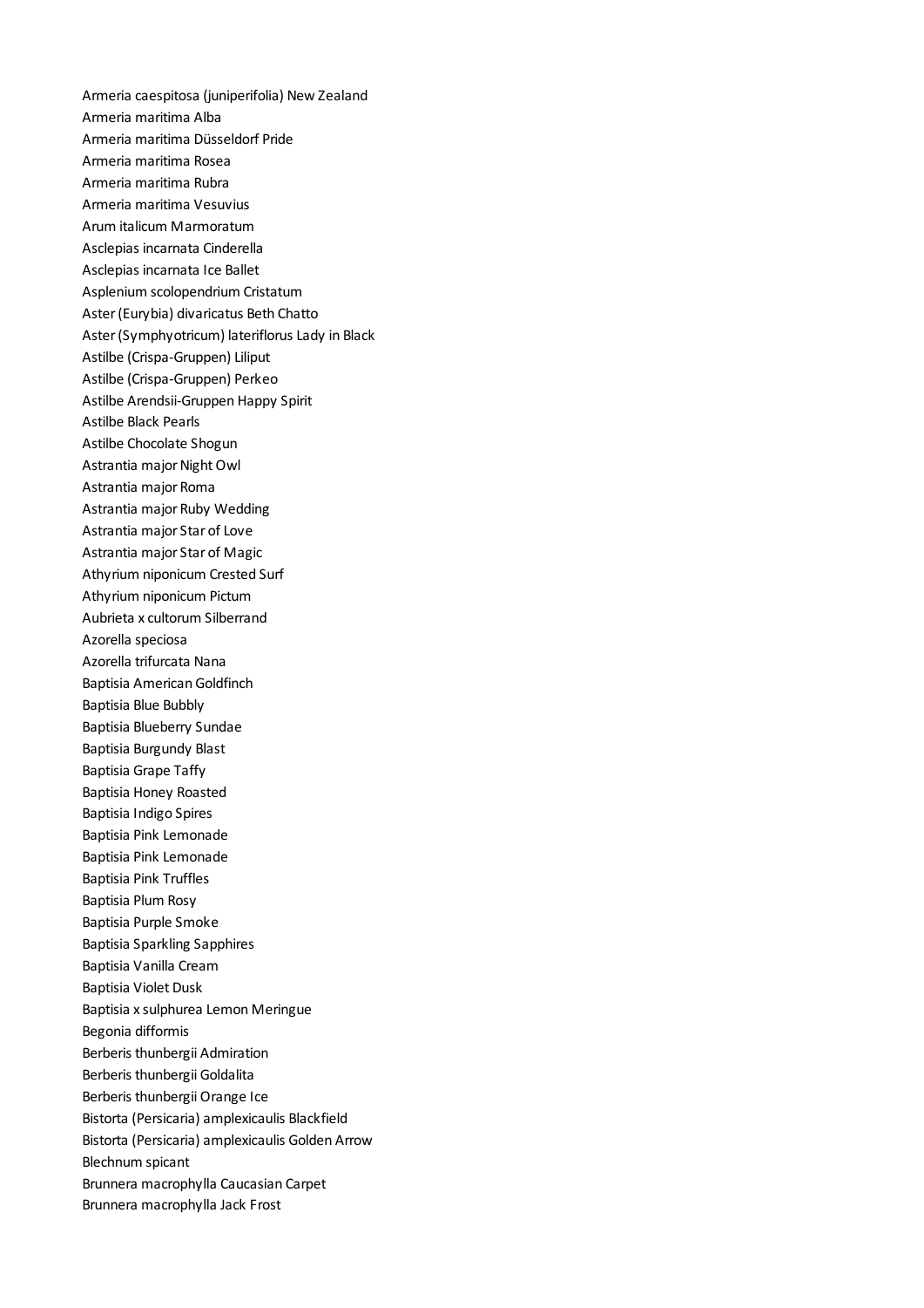Armeria caespitosa (juniperifolia) New Zealand
Armeria maritima Alba
Armeria maritima Düsseldorf Pride
Armeria maritima Rosea
Armeria maritima Rubra
Armeria maritima Vesuvius
Arum italicum Marmoratum
Asclepias incarnata Cinderella
Asclepias incarnata Ice Ballet
Asplenium scolopendrium Cristatum
Aster (Eurybia) divaricatus Beth Chatto
Aster (Symphyotricum) lateriflorus Lady in Black
Astilbe (Crispa-Gruppen) Liliput
Astilbe (Crispa-Gruppen) Perkeo
Astilbe Arendsii-Gruppen Happy Spirit
Astilbe Black Pearls
Astilbe Chocolate Shogun
Astrantia major Night Owl
Astrantia major Roma
Astrantia major Ruby Wedding
Astrantia major Star of Love
Astrantia major Star of Magic
Athyrium niponicum Crested Surf
Athyrium niponicum Pictum
Aubrieta x cultorum Silberrand
Azorella speciosa
Azorella trifurcata Nana
Baptisia American Goldfinch
Baptisia Blue Bubbly
Baptisia Blueberry Sundae
Baptisia Burgundy Blast
Baptisia Grape Taffy
Baptisia Honey Roasted
Baptisia Indigo Spires
Baptisia Pink Lemonade
Baptisia Pink Lemonade
Baptisia Pink Truffles
Baptisia Plum Rosy
Baptisia Purple Smoke
Baptisia Sparkling Sapphires
Baptisia Vanilla Cream
Baptisia Violet Dusk
Baptisia x sulphurea Lemon Meringue
Begonia difformis
Berberis thunbergii Admiration
Berberis thunbergii Goldalita
Berberis thunbergii Orange Ice
Bistorta (Persicaria) amplexicaulis Blackfield
Bistorta (Persicaria) amplexicaulis Golden Arrow
Blechnum spicant
Brunnera macrophylla Caucasian Carpet
Brunnera macrophylla Jack Frost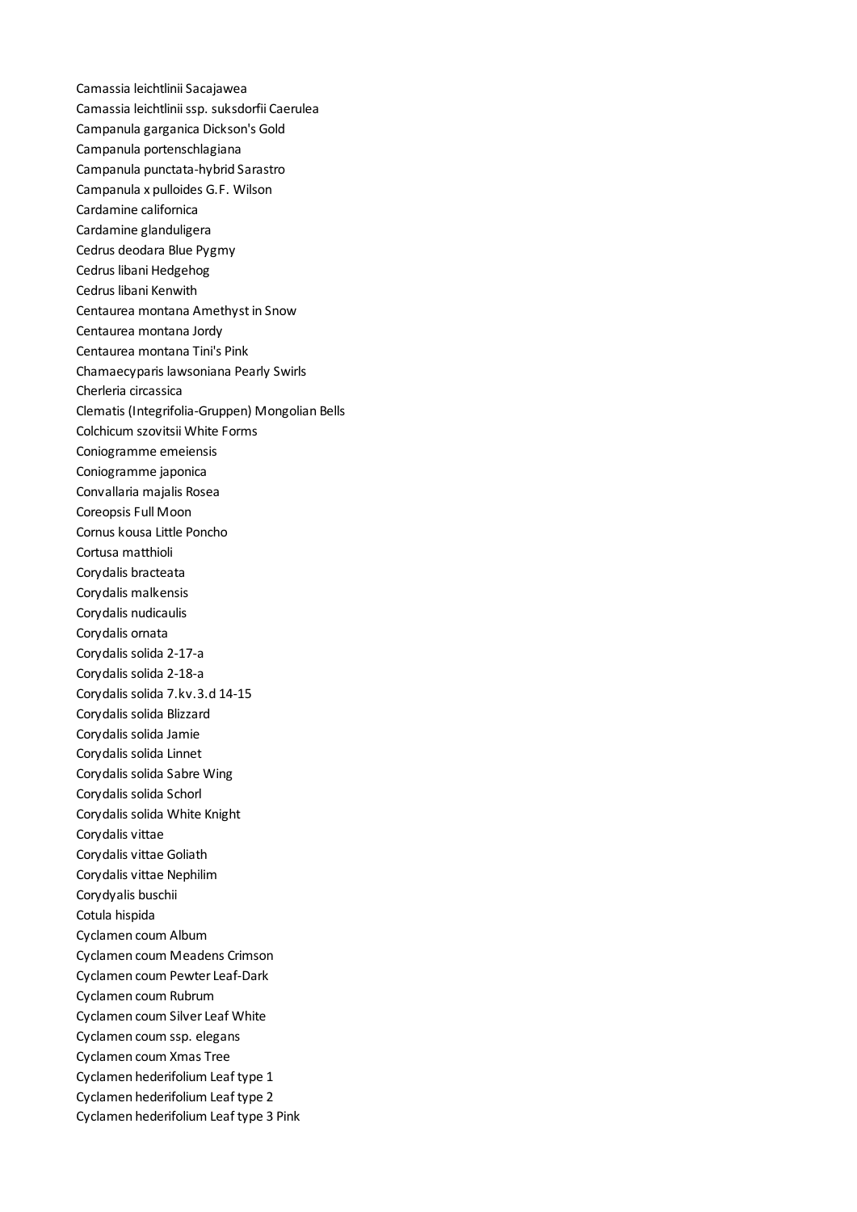Camassia leichtlinii Sacajawea
Camassia leichtlinii ssp. suksdorfii Caerulea
Campanula garganica Dickson's Gold
Campanula portenschlagiana
Campanula punctata-hybrid Sarastro
Campanula x pulloides G.F. Wilson
Cardamine californica
Cardamine glanduligera
Cedrus deodara Blue Pygmy
Cedrus libani Hedgehog
Cedrus libani Kenwith
Centaurea montana Amethyst in Snow
Centaurea montana Jordy
Centaurea montana Tini's Pink
Chamaecyparis lawsoniana Pearly Swirls
Cherleria circassica
Clematis (Integrifolia-Gruppen) Mongolian Bells
Colchicum szovitsii White Forms
Coniogramme emeiensis
Coniogramme japonica
Convallaria majalis Rosea
Coreopsis Full Moon
Cornus kousa Little Poncho
Cortusa matthioli
Corydalis bracteata
Corydalis malkensis
Corydalis nudicaulis
Corydalis ornata
Corydalis solida 2-17-a
Corydalis solida 2-18-a
Corydalis solida 7.kv.3.d 14-15
Corydalis solida Blizzard
Corydalis solida Jamie
Corydalis solida Linnet
Corydalis solida Sabre Wing
Corydalis solida Schorl
Corydalis solida White Knight
Corydalis vittae
Corydalis vittae Goliath
Corydalis vittae Nephilim
Corydyalis buschii
Cotula hispida
Cyclamen coum Album
Cyclamen coum Meadens Crimson
Cyclamen coum Pewter Leaf-Dark
Cyclamen coum Rubrum
Cyclamen coum Silver Leaf White
Cyclamen coum ssp. elegans
Cyclamen coum Xmas Tree
Cyclamen hederifolium Leaf type 1
Cyclamen hederifolium Leaf type 2
Cyclamen hederifolium Leaf type 3 Pink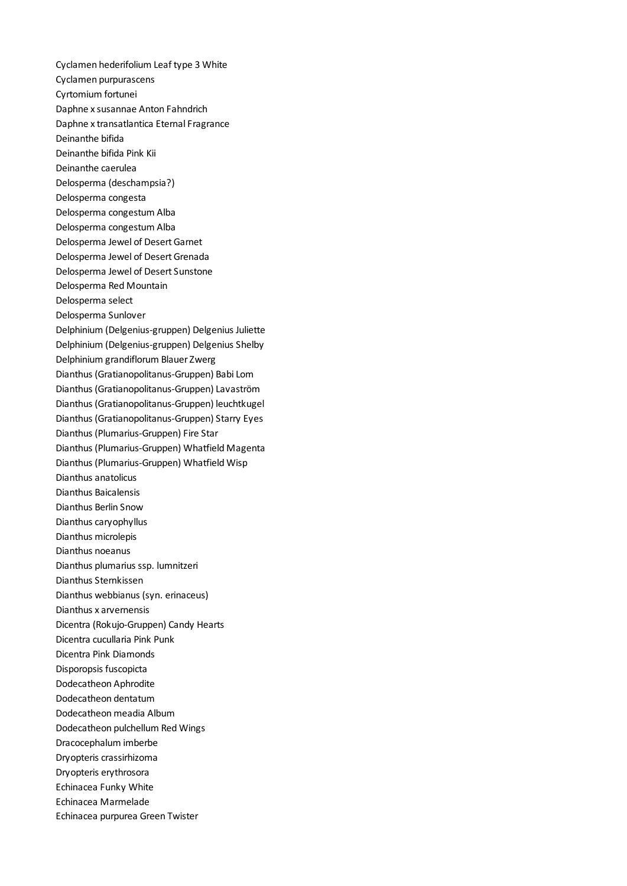Cyclamen hederifolium Leaf type 3 White
Cyclamen purpurascens
Cyrtomium fortunei
Daphne x susannae Anton Fahndrich
Daphne x transatlantica Eternal Fragrance
Deinanthe bifida
Deinanthe bifida Pink Kii
Deinanthe caerulea
Delosperma (deschampsia?)
Delosperma congesta
Delosperma congestum Alba
Delosperma congestum Alba
Delosperma Jewel of Desert Garnet
Delosperma Jewel of Desert Grenada
Delosperma Jewel of Desert Sunstone
Delosperma Red Mountain
Delosperma select
Delosperma Sunlover
Delphinium (Delgenius-gruppen) Delgenius Juliette
Delphinium (Delgenius-gruppen) Delgenius Shelby
Delphinium grandiflorum Blauer Zwerg
Dianthus (Gratianopolitanus-Gruppen) Babi Lom
Dianthus (Gratianopolitanus-Gruppen) Lavaström
Dianthus (Gratianopolitanus-Gruppen) leuchtkugel
Dianthus (Gratianopolitanus-Gruppen) Starry Eyes
Dianthus (Plumarius-Gruppen) Fire Star
Dianthus (Plumarius-Gruppen) Whatfield Magenta
Dianthus (Plumarius-Gruppen) Whatfield Wisp
Dianthus anatolicus
Dianthus Baicalensis
Dianthus Berlin Snow
Dianthus caryophyllus
Dianthus microlepis
Dianthus noeanus
Dianthus plumarius ssp. lumnitzeri
Dianthus Sternkissen
Dianthus webbianus (syn. erinaceus)
Dianthus x arvernensis
Dicentra (Rokujo-Gruppen) Candy Hearts
Dicentra cucullaria Pink Punk
Dicentra Pink Diamonds
Disporopsis fuscopicta
Dodecatheon Aphrodite
Dodecatheon dentatum
Dodecatheon meadia Album
Dodecatheon pulchellum Red Wings
Dracocephalum imberbe
Dryopteris crassirhizoma
Dryopteris erythrosora
Echinacea Funky White
Echinacea Marmelade
Echinacea purpurea Green Twister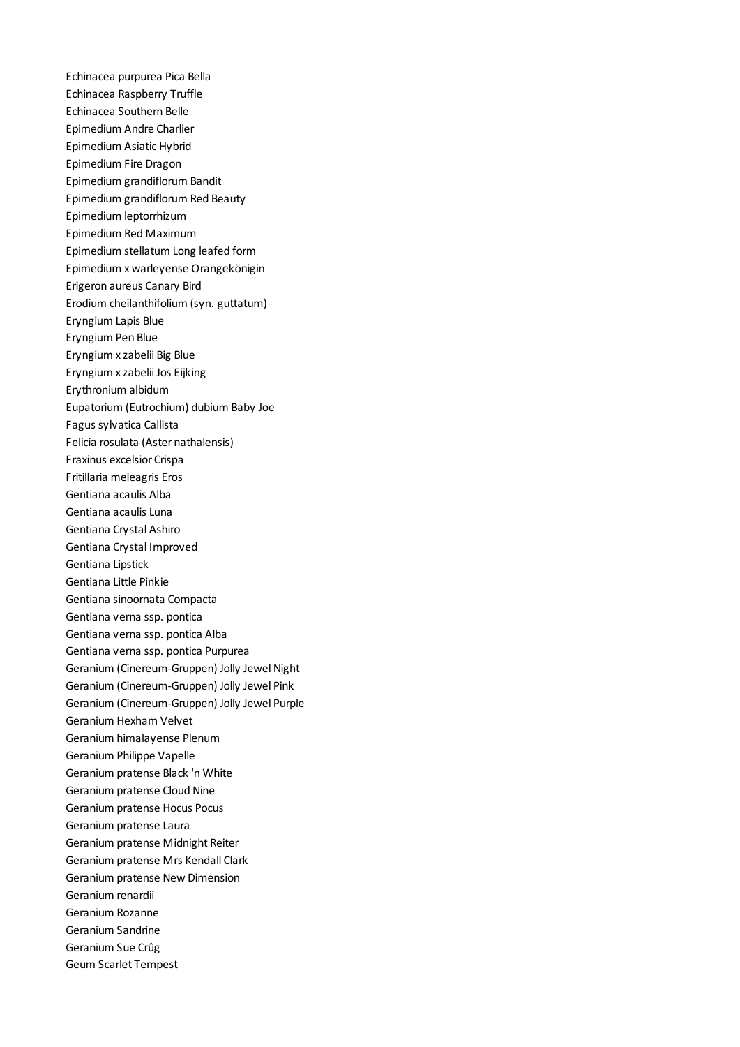Echinacea purpurea Pica Bella
Echinacea Raspberry Truffle
Echinacea Southern Belle
Epimedium Andre Charlier
Epimedium Asiatic Hybrid
Epimedium Fire Dragon
Epimedium grandiflorum Bandit
Epimedium grandiflorum Red Beauty
Epimedium leptorrhizum
Epimedium Red Maximum
Epimedium stellatum Long leafed form
Epimedium x warleyense Orangekönigin
Erigeron aureus Canary Bird
Erodium cheilanthifolium (syn. guttatum)
Eryngium Lapis Blue
Eryngium Pen Blue
Eryngium x zabelii Big Blue
Eryngium x zabelii Jos Eijking
Erythronium albidum
Eupatorium (Eutrochium) dubium Baby Joe
Fagus sylvatica Callista
Felicia rosulata (Aster nathalensis)
Fraxinus excelsior Crispa
Fritillaria meleagris Eros
Gentiana acaulis Alba
Gentiana acaulis Luna
Gentiana Crystal Ashiro
Gentiana Crystal Improved
Gentiana Lipstick
Gentiana Little Pinkie
Gentiana sinoornata Compacta
Gentiana verna ssp. pontica
Gentiana verna ssp. pontica Alba
Gentiana verna ssp. pontica Purpurea
Geranium (Cinereum-Gruppen) Jolly Jewel Night
Geranium (Cinereum-Gruppen) Jolly Jewel Pink
Geranium (Cinereum-Gruppen) Jolly Jewel Purple
Geranium Hexham Velvet
Geranium himalayense Plenum
Geranium Philippe Vapelle
Geranium pratense Black 'n White
Geranium pratense Cloud Nine
Geranium pratense Hocus Pocus
Geranium pratense Laura
Geranium pratense Midnight Reiter
Geranium pratense Mrs Kendall Clark
Geranium pratense New Dimension
Geranium renardii
Geranium Rozanne
Geranium Sandrine
Geranium Sue Crûg
Geum Scarlet Tempest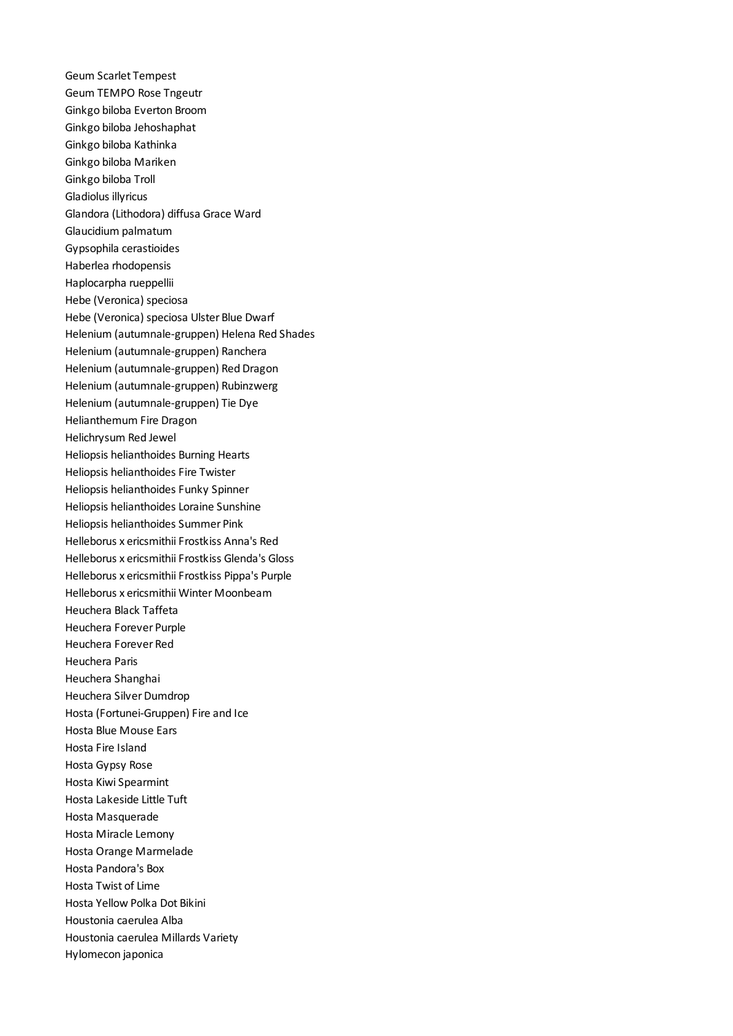Geum Scarlet Tempest
Geum TEMPO Rose Tngeutr
Ginkgo biloba Everton Broom
Ginkgo biloba Jehoshaphat
Ginkgo biloba Kathinka
Ginkgo biloba Mariken
Ginkgo biloba Troll
Gladiolus illyricus
Glandora (Lithodora) diffusa Grace Ward
Glaucidium palmatum
Gypsophila cerastioides
Haberlea rhodopensis
Haplocarpha rueppellii
Hebe (Veronica) speciosa
Hebe (Veronica) speciosa Ulster Blue Dwarf
Helenium (autumnale-gruppen) Helena Red Shades
Helenium (autumnale-gruppen) Ranchera
Helenium (autumnale-gruppen) Red Dragon
Helenium (autumnale-gruppen) Rubinzwerg
Helenium (autumnale-gruppen) Tie Dye
Helianthemum Fire Dragon
Helichrysum Red Jewel
Heliopsis helianthoides Burning Hearts
Heliopsis helianthoides Fire Twister
Heliopsis helianthoides Funky Spinner
Heliopsis helianthoides Loraine Sunshine
Heliopsis helianthoides Summer Pink
Helleborus x ericsmithii Frostkiss Anna's Red
Helleborus x ericsmithii Frostkiss Glenda's Gloss
Helleborus x ericsmithii Frostkiss Pippa's Purple
Helleborus x ericsmithii Winter Moonbeam
Heuchera Black Taffeta
Heuchera Forever Purple
Heuchera Forever Red
Heuchera Paris
Heuchera Shanghai
Heuchera Silver Dumdrop
Hosta (Fortunei-Gruppen) Fire and Ice
Hosta Blue Mouse Ears
Hosta Fire Island
Hosta Gypsy Rose
Hosta Kiwi Spearmint
Hosta Lakeside Little Tuft
Hosta Masquerade
Hosta Miracle Lemony
Hosta Orange Marmelade
Hosta Pandora's Box
Hosta Twist of Lime
Hosta Yellow Polka Dot Bikini
Houstonia caerulea Alba
Houstonia caerulea Millards Variety
Hylomecon japonica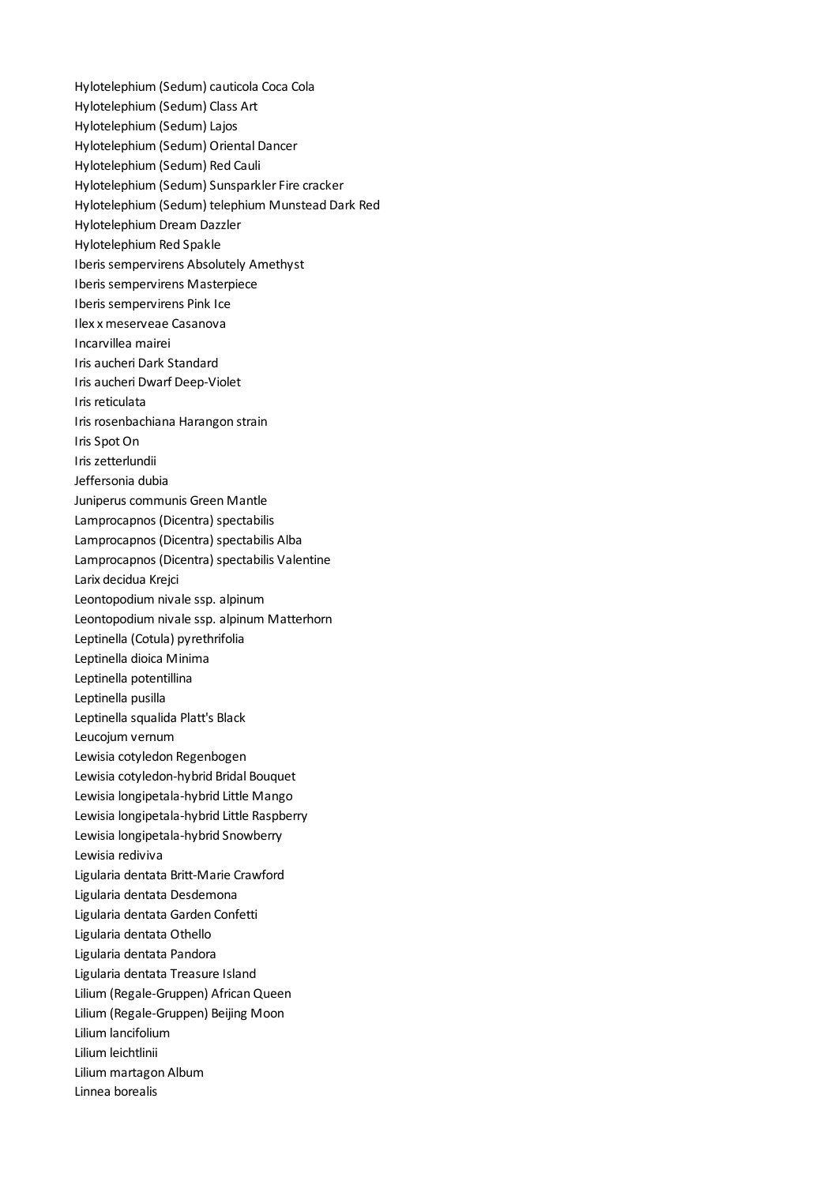Hylotelephium (Sedum) cauticola Coca Cola
Hylotelephium (Sedum) Class Art
Hylotelephium (Sedum) Lajos
Hylotelephium (Sedum) Oriental Dancer
Hylotelephium (Sedum) Red Cauli
Hylotelephium (Sedum) Sunsparkler Fire cracker
Hylotelephium (Sedum) telephium Munstead Dark Red
Hylotelephium Dream Dazzler
Hylotelephium Red Spakle
Iberis sempervirens Absolutely Amethyst
Iberis sempervirens Masterpiece
Iberis sempervirens Pink Ice
Ilex x meserveae Casanova
Incarvillea mairei
Iris aucheri Dark Standard
Iris aucheri Dwarf Deep-Violet
Iris reticulata
Iris rosenbachiana Harangon strain
Iris Spot On
Iris zetterlundii
Jeffersonia dubia
Juniperus communis Green Mantle
Lamprocapnos (Dicentra) spectabilis
Lamprocapnos (Dicentra) spectabilis Alba
Lamprocapnos (Dicentra) spectabilis Valentine
Larix decidua Krejci
Leontopodium nivale ssp. alpinum
Leontopodium nivale ssp. alpinum Matterhorn
Leptinella (Cotula) pyrethrifolia
Leptinella dioica Minima
Leptinella potentillina
Leptinella pusilla
Leptinella squalida Platt's Black
Leucojum vernum
Lewisia cotyledon Regenbogen
Lewisia cotyledon-hybrid Bridal Bouquet
Lewisia longipetala-hybrid Little Mango
Lewisia longipetala-hybrid Little Raspberry
Lewisia longipetala-hybrid Snowberry
Lewisia rediviva
Ligularia dentata Britt-Marie Crawford
Ligularia dentata Desdemona
Ligularia dentata Garden Confetti
Ligularia dentata Othello
Ligularia dentata Pandora
Ligularia dentata Treasure Island
Lilium (Regale-Gruppen) African Queen
Lilium (Regale-Gruppen) Beijing Moon
Lilium lancifolium
Lilium leichtlinii
Lilium martagon Album
Linnea borealis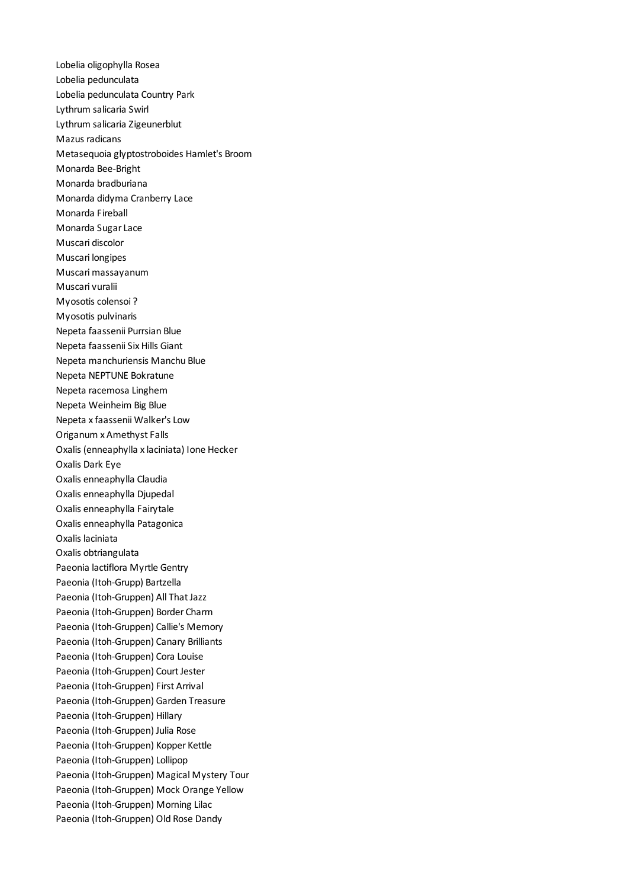Lobelia oligophylla Rosea
Lobelia pedunculata
Lobelia pedunculata Country Park
Lythrum salicaria Swirl
Lythrum salicaria Zigeunerblut
Mazus radicans
Metasequoia glyptostroboides Hamlet's Broom
Monarda Bee-Bright
Monarda bradburiana
Monarda didyma Cranberry Lace
Monarda Fireball
Monarda Sugar Lace
Muscari discolor
Muscari longipes
Muscari massayanum
Muscari vuralii
Myosotis colensoi ?
Myosotis pulvinaris
Nepeta faassenii Purrsian Blue
Nepeta faassenii Six Hills Giant
Nepeta manchuriensis Manchu Blue
Nepeta NEPTUNE Bokratune
Nepeta racemosa Linghem
Nepeta Weinheim Big Blue
Nepeta x faassenii Walker's Low
Origanum x Amethyst Falls
Oxalis (enneaphylla x laciniata) Ione Hecker
Oxalis Dark Eye
Oxalis enneaphylla Claudia
Oxalis enneaphylla Djupedal
Oxalis enneaphylla Fairytale
Oxalis enneaphylla Patagonica
Oxalis laciniata
Oxalis obtriangulata
Paeonia lactiflora Myrtle Gentry
Paeonia (Itoh-Grupp) Bartzella
Paeonia (Itoh-Gruppen) All That Jazz
Paeonia (Itoh-Gruppen) Border Charm
Paeonia (Itoh-Gruppen) Callie's Memory
Paeonia (Itoh-Gruppen) Canary Brilliants
Paeonia (Itoh-Gruppen) Cora Louise
Paeonia (Itoh-Gruppen) Court Jester
Paeonia (Itoh-Gruppen) First Arrival
Paeonia (Itoh-Gruppen) Garden Treasure
Paeonia (Itoh-Gruppen) Hillary
Paeonia (Itoh-Gruppen) Julia Rose
Paeonia (Itoh-Gruppen) Kopper Kettle
Paeonia (Itoh-Gruppen) Lollipop
Paeonia (Itoh-Gruppen) Magical Mystery Tour
Paeonia (Itoh-Gruppen) Mock Orange Yellow
Paeonia (Itoh-Gruppen) Morning Lilac
Paeonia (Itoh-Gruppen) Old Rose Dandy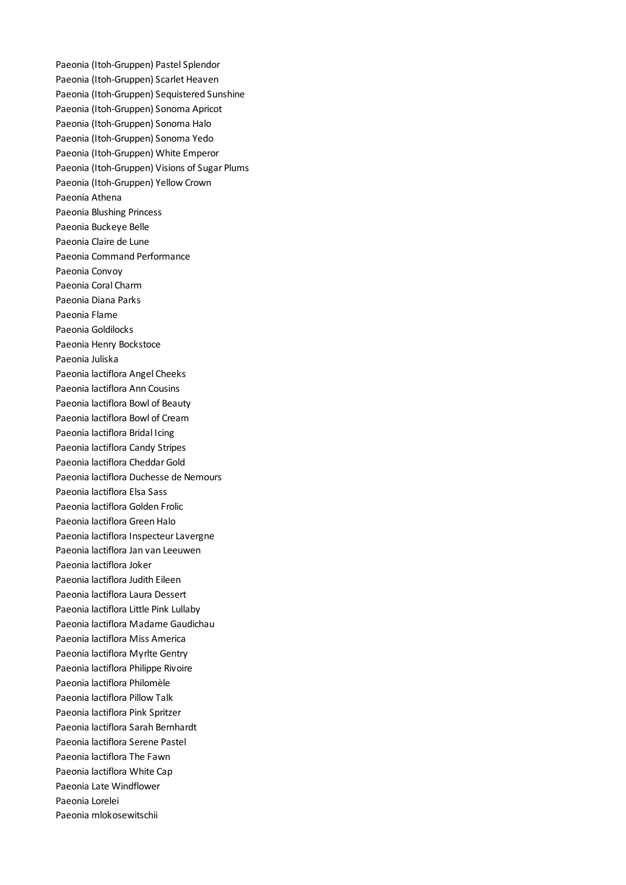Paeonia (Itoh-Gruppen) Pastel Splendor
Paeonia (Itoh-Gruppen) Scarlet Heaven
Paeonia (Itoh-Gruppen) Sequistered Sunshine
Paeonia (Itoh-Gruppen) Sonoma Apricot
Paeonia (Itoh-Gruppen) Sonoma Halo
Paeonia (Itoh-Gruppen) Sonoma Yedo
Paeonia (Itoh-Gruppen) White Emperor
Paeonia (Itoh-Gruppen) Visions of Sugar Plums
Paeonia (Itoh-Gruppen) Yellow Crown
Paeonia Athena
Paeonia Blushing Princess
Paeonia Buckeye Belle
Paeonia Claire de Lune
Paeonia Command Performance
Paeonia Convoy
Paeonia Coral Charm
Paeonia Diana Parks
Paeonia Flame
Paeonia Goldilocks
Paeonia Henry Bockstoce
Paeonia Juliska
Paeonia lactiflora Angel Cheeks
Paeonia lactiflora Ann Cousins
Paeonia lactiflora Bowl of Beauty
Paeonia lactiflora Bowl of Cream
Paeonia lactiflora Bridal Icing
Paeonia lactiflora Candy Stripes
Paeonia lactiflora Cheddar Gold
Paeonia lactiflora Duchesse de Nemours
Paeonia lactiflora Elsa Sass
Paeonia lactiflora Golden Frolic
Paeonia lactiflora Green Halo
Paeonia lactiflora Inspecteur Lavergne
Paeonia lactiflora Jan van Leeuwen
Paeonia lactiflora Joker
Paeonia lactiflora Judith Eileen
Paeonia lactiflora Laura Dessert
Paeonia lactiflora Little Pink Lullaby
Paeonia lactiflora Madame Gaudichau
Paeonia lactiflora Miss America
Paeonia lactiflora Myrlte Gentry
Paeonia lactiflora Philippe Rivoire
Paeonia lactiflora Philomèle
Paeonia lactiflora Pillow Talk
Paeonia lactiflora Pink Spritzer
Paeonia lactiflora Sarah Bernhardt
Paeonia lactiflora Serene Pastel
Paeonia lactiflora The Fawn
Paeonia lactiflora White Cap
Paeonia Late Windflower
Paeonia Lorelei
Paeonia mlokosewitschii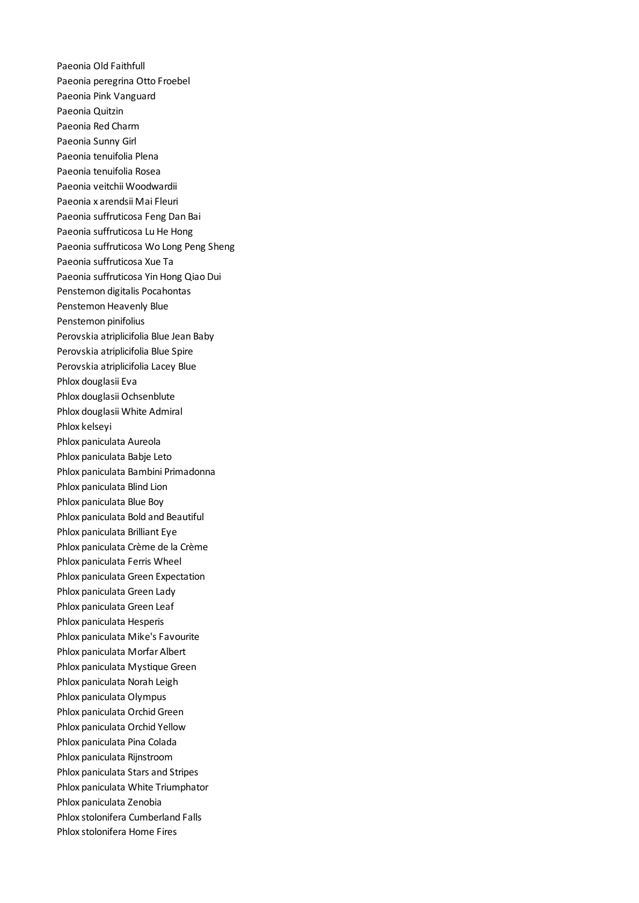Paeonia Old Faithfull
Paeonia peregrina Otto Froebel
Paeonia Pink Vanguard
Paeonia Quitzin
Paeonia Red Charm
Paeonia Sunny Girl
Paeonia tenuifolia Plena
Paeonia tenuifolia Rosea
Paeonia veitchii Woodwardii
Paeonia x arendsii Mai Fleuri
Paeonia suffruticosa Feng Dan Bai
Paeonia suffruticosa Lu He Hong
Paeonia suffruticosa Wo Long Peng Sheng
Paeonia suffruticosa Xue Ta
Paeonia suffruticosa Yin Hong Qiao Dui
Penstemon digitalis Pocahontas
Penstemon Heavenly Blue
Penstemon pinifolius
Perovskia atriplicifolia Blue Jean Baby
Perovskia atriplicifolia Blue Spire
Perovskia atriplicifolia Lacey Blue
Phlox douglasii Eva
Phlox douglasii Ochsenblute
Phlox douglasii White Admiral
Phlox kelseyi
Phlox paniculata Aureola
Phlox paniculata Babje Leto
Phlox paniculata Bambini Primadonna
Phlox paniculata Blind Lion
Phlox paniculata Blue Boy
Phlox paniculata Bold and Beautiful
Phlox paniculata Brilliant Eye
Phlox paniculata Crème de la Crème
Phlox paniculata Ferris Wheel
Phlox paniculata Green Expectation
Phlox paniculata Green Lady
Phlox paniculata Green Leaf
Phlox paniculata Hesperis
Phlox paniculata Mike's Favourite
Phlox paniculata Morfar Albert
Phlox paniculata Mystique Green
Phlox paniculata Norah Leigh
Phlox paniculata Olympus
Phlox paniculata Orchid Green
Phlox paniculata Orchid Yellow
Phlox paniculata Pina Colada
Phlox paniculata Rijnstroom
Phlox paniculata Stars and Stripes
Phlox paniculata White Triumphator
Phlox paniculata Zenobia
Phlox stolonifera Cumberland Falls
Phlox stolonifera Home Fires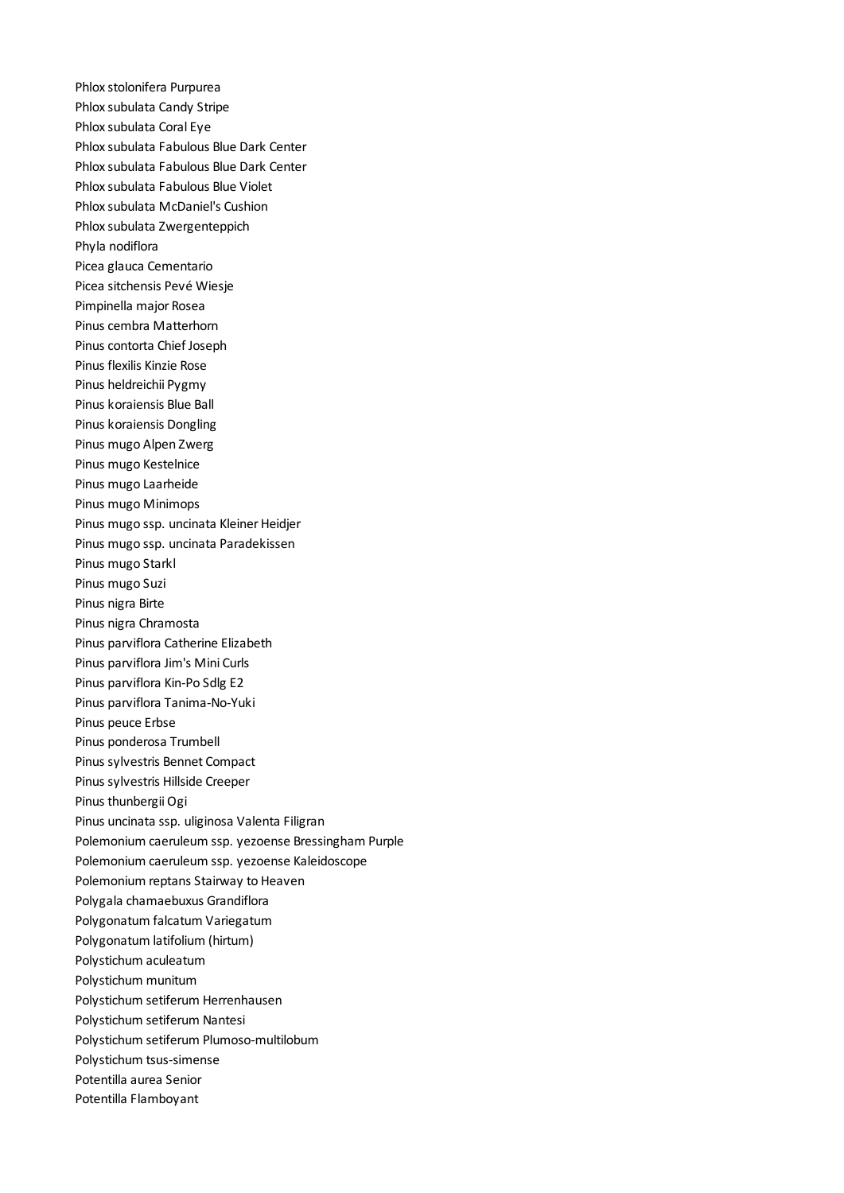Phlox stolonifera Purpurea
Phlox subulata Candy Stripe
Phlox subulata Coral Eye
Phlox subulata Fabulous Blue Dark Center
Phlox subulata Fabulous Blue Dark Center
Phlox subulata Fabulous Blue Violet
Phlox subulata McDaniel's Cushion
Phlox subulata Zwergenteppich
Phyla nodiflora
Picea glauca Cementario
Picea sitchensis Pevé Wiesje
Pimpinella major Rosea
Pinus cembra Matterhorn
Pinus contorta Chief Joseph
Pinus flexilis Kinzie Rose
Pinus heldreichii Pygmy
Pinus koraiensis Blue Ball
Pinus koraiensis Dongling
Pinus mugo Alpen Zwerg
Pinus mugo Kestelnice
Pinus mugo Laarheide
Pinus mugo Minimops
Pinus mugo ssp. uncinata Kleiner Heidjer
Pinus mugo ssp. uncinata Paradekissen
Pinus mugo Starkl
Pinus mugo Suzi
Pinus nigra Birte
Pinus nigra Chramosta
Pinus parviflora Catherine Elizabeth
Pinus parviflora Jim's Mini Curls
Pinus parviflora Kin-Po Sdlg E2
Pinus parviflora Tanima-No-Yuki
Pinus peuce Erbse
Pinus ponderosa Trumbell
Pinus sylvestris Bennet Compact
Pinus sylvestris Hillside Creeper
Pinus thunbergii Ogi
Pinus uncinata ssp. uliginosa Valenta Filigran
Polemonium caeruleum ssp. yezoense Bressingham Purple
Polemonium caeruleum ssp. yezoense Kaleidoscope
Polemonium reptans Stairway to Heaven
Polygala chamaebuxus Grandiflora
Polygonatum falcatum Variegatum
Polygonatum latifolium (hirtum)
Polystichum aculeatum
Polystichum munitum
Polystichum setiferum Herrenhausen
Polystichum setiferum Nantesi
Polystichum setiferum Plumoso-multilobum
Polystichum tsus-simense
Potentilla aurea Senior
Potentilla Flamboyant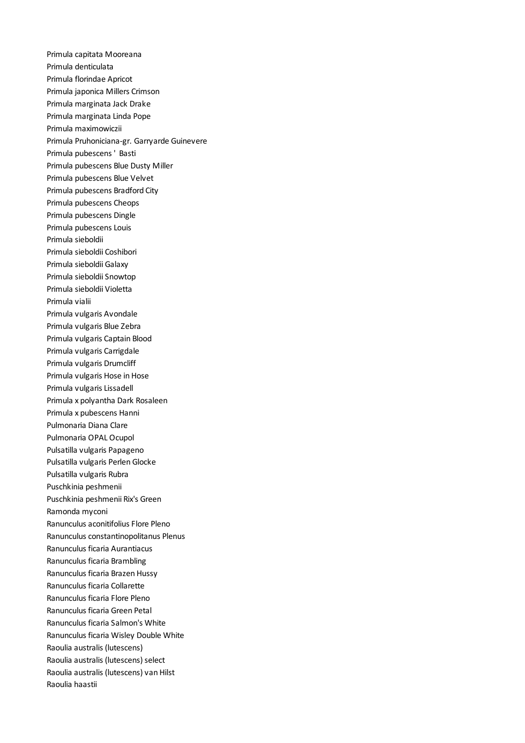Primula capitata Mooreana
Primula denticulata
Primula florindae Apricot
Primula japonica Millers Crimson
Primula marginata Jack Drake
Primula marginata Linda Pope
Primula maximowiczii
Primula Pruhoniciana-gr. Garryarde Guinevere
Primula pubescens ' Basti
Primula pubescens Blue Dusty Miller
Primula pubescens Blue Velvet
Primula pubescens Bradford City
Primula pubescens Cheops
Primula pubescens Dingle
Primula pubescens Louis
Primula sieboldii
Primula sieboldii Coshibori
Primula sieboldii Galaxy
Primula sieboldii Snowtop
Primula sieboldii Violetta
Primula vialii
Primula vulgaris Avondale
Primula vulgaris Blue Zebra
Primula vulgaris Captain Blood
Primula vulgaris Carrigdale
Primula vulgaris Drumcliff
Primula vulgaris Hose in Hose
Primula vulgaris Lissadell
Primula x polyantha Dark Rosaleen
Primula x pubescens Hanni
Pulmonaria Diana Clare
Pulmonaria OPAL Ocupol
Pulsatilla vulgaris Papageno
Pulsatilla vulgaris Perlen Glocke
Pulsatilla vulgaris Rubra
Puschkinia peshmenii
Puschkinia peshmenii Rix's Green
Ramonda myconi
Ranunculus aconitifolius Flore Pleno
Ranunculus constantinopolitanus Plenus
Ranunculus ficaria Aurantiacus
Ranunculus ficaria Brambling
Ranunculus ficaria Brazen Hussy
Ranunculus ficaria Collarette
Ranunculus ficaria Flore Pleno
Ranunculus ficaria Green Petal
Ranunculus ficaria Salmon's White
Ranunculus ficaria Wisley Double White
Raoulia australis (lutescens)
Raoulia australis (lutescens) select
Raoulia australis (lutescens) van Hilst
Raoulia haastii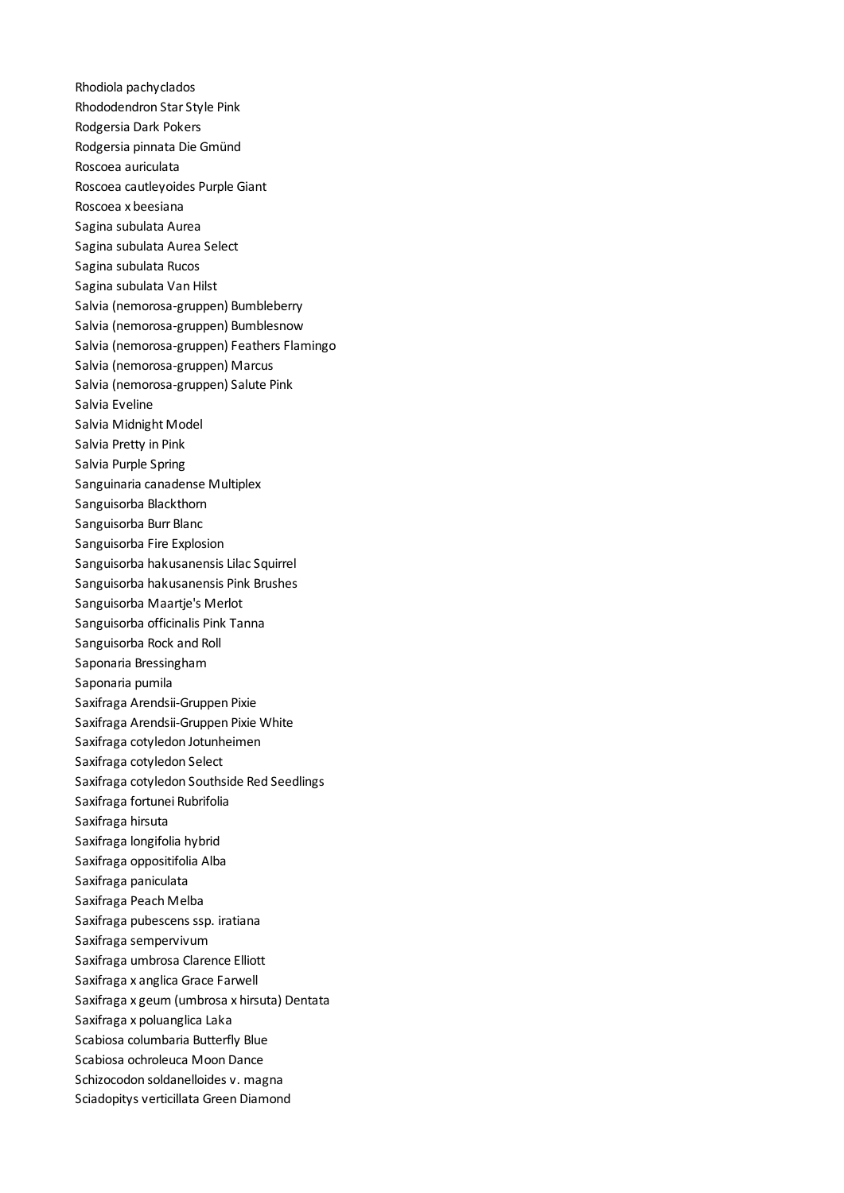Rhodiola pachyclados
Rhododendron Star Style Pink
Rodgersia Dark Pokers
Rodgersia pinnata Die Gmünd
Roscoea auriculata
Roscoea cautleyoides Purple Giant
Roscoea x beesiana
Sagina subulata Aurea
Sagina subulata Aurea Select
Sagina subulata Rucos
Sagina subulata Van Hilst
Salvia (nemorosa-gruppen) Bumbleberry
Salvia (nemorosa-gruppen) Bumblesnow
Salvia (nemorosa-gruppen) Feathers Flamingo
Salvia (nemorosa-gruppen) Marcus
Salvia (nemorosa-gruppen) Salute Pink
Salvia Eveline
Salvia Midnight Model
Salvia Pretty in Pink
Salvia Purple Spring
Sanguinaria canadense Multiplex
Sanguisorba Blackthorn
Sanguisorba Burr Blanc
Sanguisorba Fire Explosion
Sanguisorba hakusanensis Lilac Squirrel
Sanguisorba hakusanensis Pink Brushes
Sanguisorba Maartje's Merlot
Sanguisorba officinalis Pink Tanna
Sanguisorba Rock and Roll
Saponaria Bressingham
Saponaria pumila
Saxifraga Arendsii-Gruppen Pixie
Saxifraga Arendsii-Gruppen Pixie White
Saxifraga cotyledon Jotunheimen
Saxifraga cotyledon Select
Saxifraga cotyledon Southside Red Seedlings
Saxifraga fortunei Rubrifolia
Saxifraga hirsuta
Saxifraga longifolia hybrid
Saxifraga oppositifolia Alba
Saxifraga paniculata
Saxifraga Peach Melba
Saxifraga pubescens ssp. iratiana
Saxifraga sempervivum
Saxifraga umbrosa Clarence Elliott
Saxifraga x anglica Grace Farwell
Saxifraga x geum (umbrosa x hirsuta) Dentata
Saxifraga x poluanglica Laka
Scabiosa columbaria Butterfly Blue
Scabiosa ochroleuca Moon Dance
Schizocodon soldanelloides v. magna
Sciadopitys verticillata Green Diamond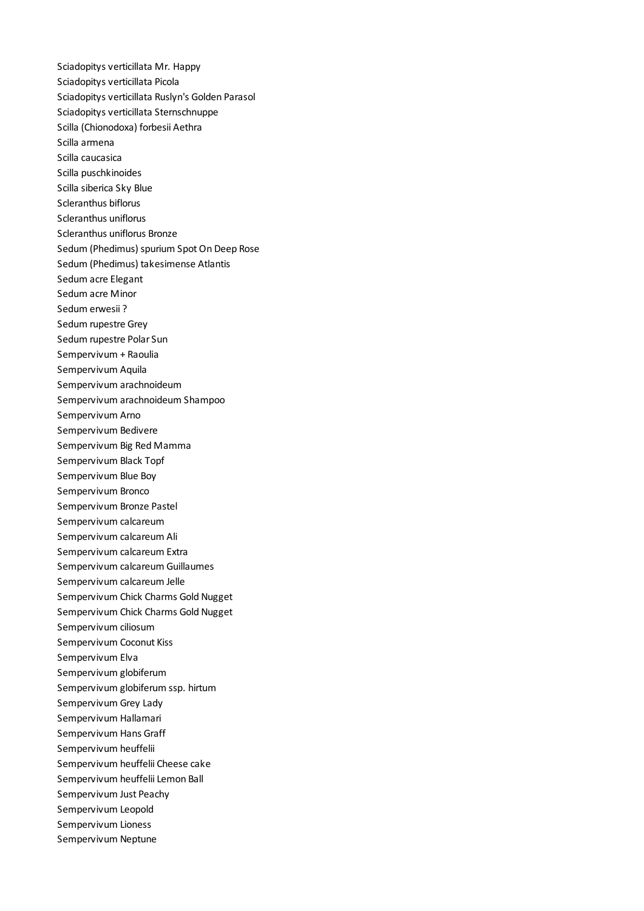Sciadopitys verticillata Mr. Happy
Sciadopitys verticillata Picola
Sciadopitys verticillata Ruslyn's Golden Parasol
Sciadopitys verticillata Sternschnuppe
Scilla (Chionodoxa) forbesii Aethra
Scilla armena
Scilla caucasica
Scilla puschkinoides
Scilla siberica Sky Blue
Scleranthus biflorus
Scleranthus uniflorus
Scleranthus uniflorus Bronze
Sedum (Phedimus) spurium Spot On Deep Rose
Sedum (Phedimus) takesimense Atlantis
Sedum acre Elegant
Sedum acre Minor
Sedum erwesii ?
Sedum rupestre Grey
Sedum rupestre Polar Sun
Sempervivum + Raoulia
Sempervivum Aquila
Sempervivum arachnoideum
Sempervivum arachnoideum Shampoo
Sempervivum Arno
Sempervivum Bedivere
Sempervivum Big Red Mamma
Sempervivum Black Topf
Sempervivum Blue Boy
Sempervivum Bronco
Sempervivum Bronze Pastel
Sempervivum calcareum
Sempervivum calcareum Ali
Sempervivum calcareum Extra
Sempervivum calcareum Guillaumes
Sempervivum calcareum Jelle
Sempervivum Chick Charms Gold Nugget
Sempervivum Chick Charms Gold Nugget
Sempervivum ciliosum
Sempervivum Coconut Kiss
Sempervivum Elva
Sempervivum globiferum
Sempervivum globiferum ssp. hirtum
Sempervivum Grey Lady
Sempervivum Hallamari
Sempervivum Hans Graff
Sempervivum heuffelii
Sempervivum heuffelii Cheese cake
Sempervivum heuffelii Lemon Ball
Sempervivum Just Peachy
Sempervivum Leopold
Sempervivum Lioness
Sempervivum Neptune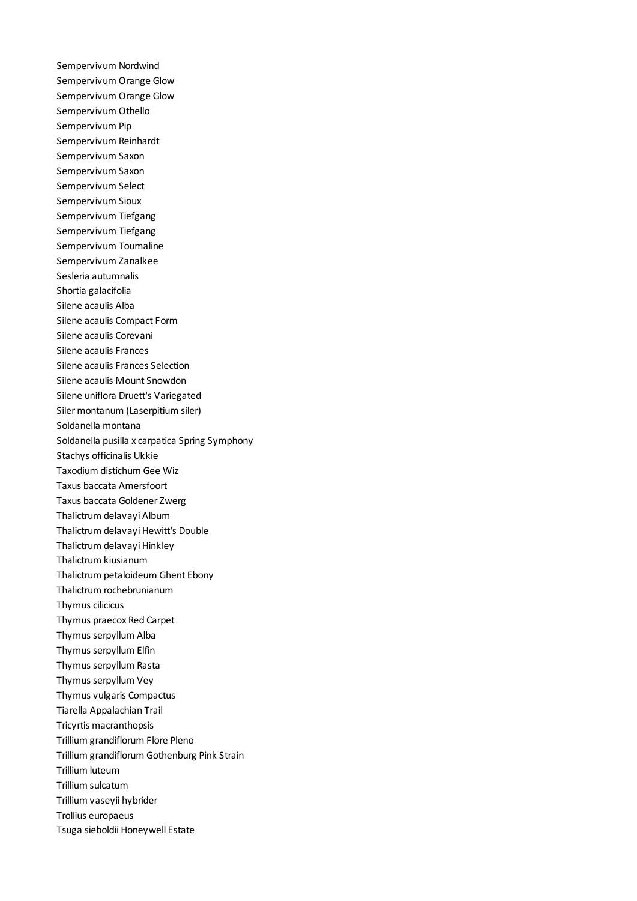Sempervivum Nordwind
Sempervivum Orange Glow
Sempervivum Orange Glow
Sempervivum Othello
Sempervivum Pip
Sempervivum Reinhardt
Sempervivum Saxon
Sempervivum Saxon
Sempervivum Select
Sempervivum Sioux
Sempervivum Tiefgang
Sempervivum Tiefgang
Sempervivum Toumaline
Sempervivum Zanalkee
Sesleria autumnalis
Shortia galacifolia
Silene acaulis Alba
Silene acaulis Compact Form
Silene acaulis Corevani
Silene acaulis Frances
Silene acaulis Frances Selection
Silene acaulis Mount Snowdon
Silene uniflora Druett's Variegated
Siler montanum (Laserpitium siler)
Soldanella montana
Soldanella pusilla x carpatica Spring Symphony
Stachys officinalis Ukkie
Taxodium distichum Gee Wiz
Taxus baccata Amersfoort
Taxus baccata Goldener Zwerg
Thalictrum delavayi Album
Thalictrum delavayi Hewitt's Double
Thalictrum delavayi Hinkley
Thalictrum kiusianum
Thalictrum petaloideum Ghent Ebony
Thalictrum rochebrunianum
Thymus cilicicus
Thymus praecox Red Carpet
Thymus serpyllum Alba
Thymus serpyllum Elfin
Thymus serpyllum Rasta
Thymus serpyllum Vey
Thymus vulgaris Compactus
Tiarella Appalachian Trail
Tricyrtis macranthopsis
Trillium grandiflorum Flore Pleno
Trillium grandiflorum Gothenburg Pink Strain
Trillium luteum
Trillium sulcatum
Trillium vaseyii hybrider
Trollius europaeus
Tsuga sieboldii Honeywell Estate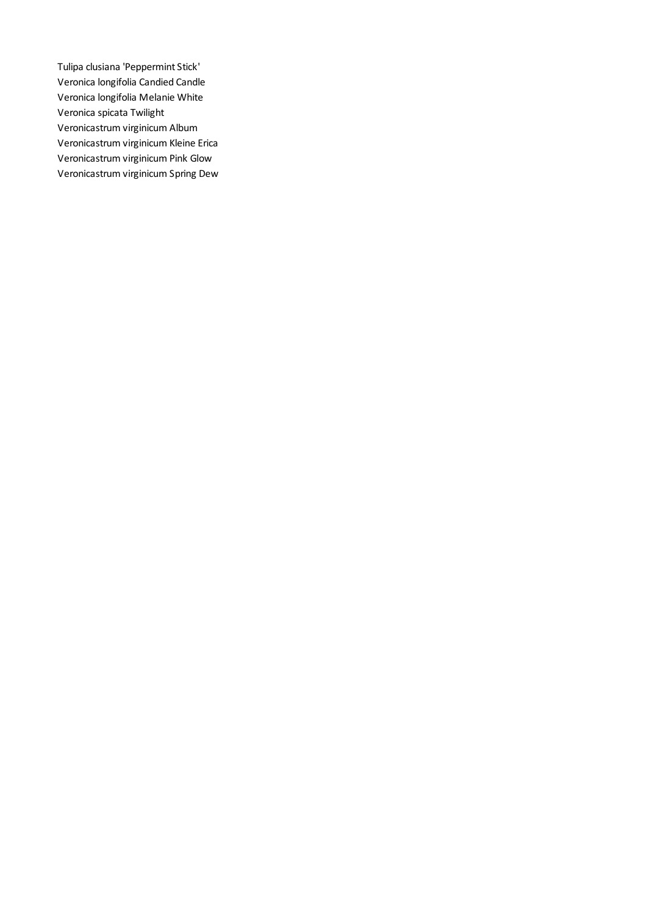Tulipa clusiana 'Peppermint Stick'
Veronica longifolia Candied Candle
Veronica longifolia Melanie White
Veronica spicata Twilight
Veronicastrum virginicum Album
Veronicastrum virginicum Kleine Erica
Veronicastrum virginicum Pink Glow
Veronicastrum virginicum Spring Dew